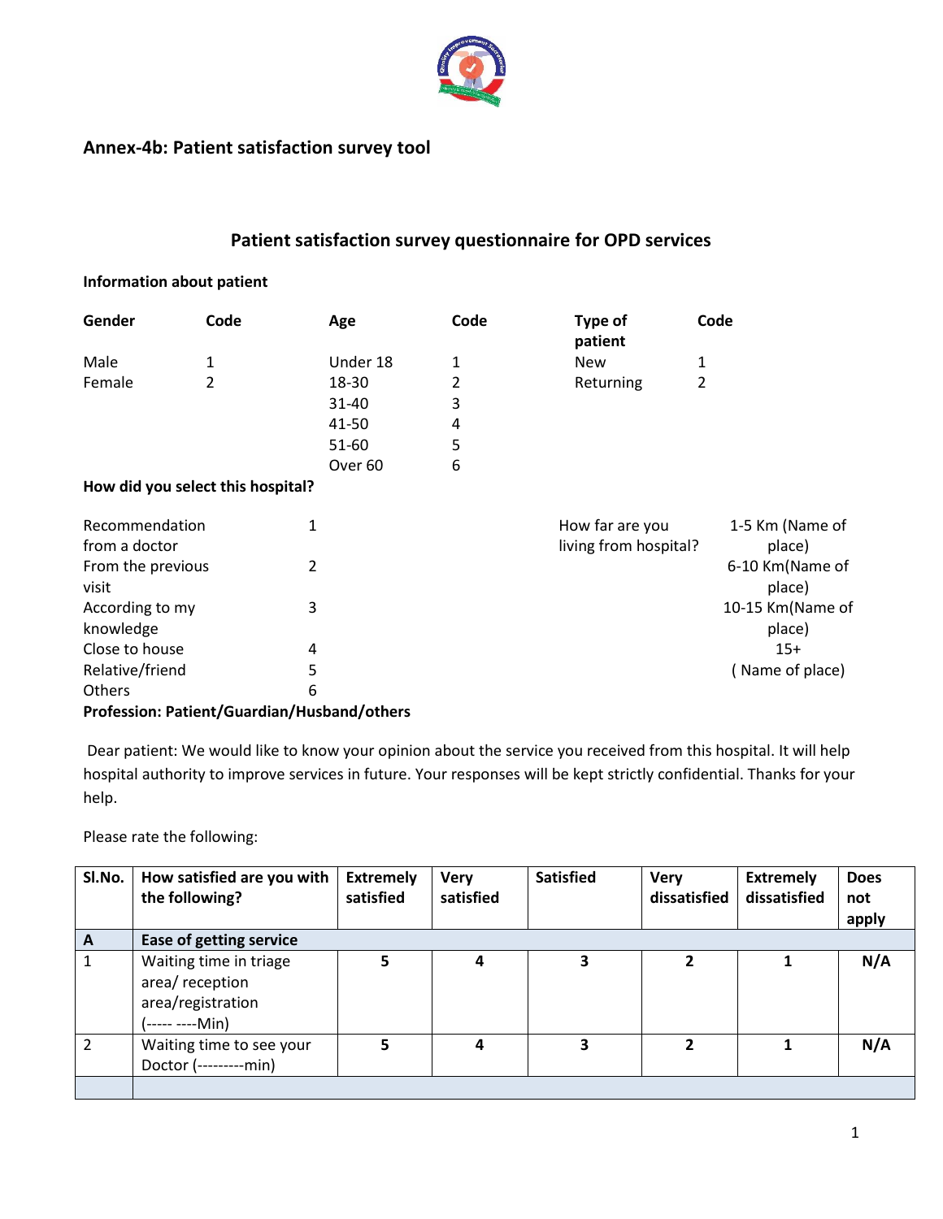## Annex-4b: Patient satisfaction survey tool

### Patient satisfaction survey questionnaire for OPD services

**Information about patient**

| Gender | Code | Age | Code | Type of patient | Code |
|---|---|---|---|---|---|
| Male | 1 | Under 18 | 1 | New | 1 |
| Female | 2 | 18-30 | 2 | Returning | 2 |
| | | 31-40 | 3 | | |
| | | 41-50 | 4 | | |
| | | 51-60 | 5 | | |
| | | Over 60 | 6 | | |

**How did you select this hospital?**

| | | | |
|---|---|---|---|
| Recommendation from a doctor | 1 | How far are you living from hospital? | 1-5 Km (Name of place) |
| From the previous visit | 2 | | 6-10 Km(Name of place) |
| According to my knowledge | 3 | | 10-15 Km(Name of place) |
| Close to house | 4 | | 15+ |
| Relative/friend | 5 | | ( Name of place) |
| Others | 6 | | |

**Profession: Patient/Guardian/Husband/others**

Dear patient: We would like to know your opinion about the service you received from this hospital. It will help hospital authority to improve services in future. Your responses will be kept strictly confidential. Thanks for your help.

Please rate the following:

| Sl.No. | How satisfied are you with the following? | Extremely satisfied | Very satisfied | Satisfied | Very dissatisfied | Extremely dissatisfied | Does not apply |
|---|---|---|---|---|---|---|---|
| **A** | **Ease of getting service** | | | | | | |
| 1 | Waiting time in triage area/ reception area/registration (----- ----Min) | **5** | **4** | **3** | **2** | **1** | **N/A** |
| 2 | Waiting time to see your Doctor (---------min) | **5** | **4** | **3** | **2** | **1** | **N/A** |
| | | | | | | | |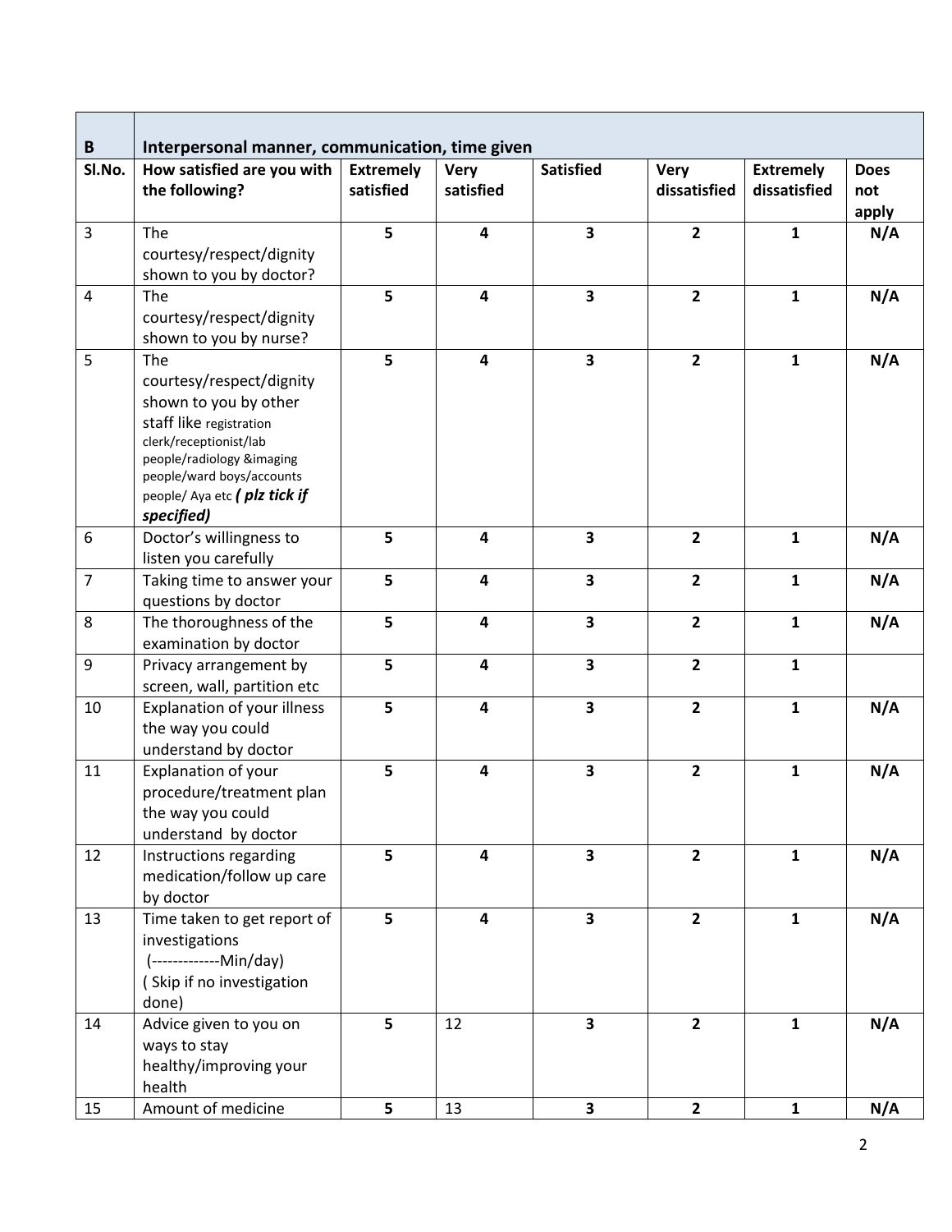| B | Interpersonal manner, communication, time given | | | | | | |
|---|---|---|---|---|---|---|---|
| **Sl.No.** | **How satisfied are you with the following?** | **Extremely satisfied** | **Very satisfied** | **Satisfied** | **Very dissatisfied** | **Extremely dissatisfied** | **Does not apply** |
| 3 | The courtesy/respect/dignity shown to you by doctor? | **5** | **4** | **3** | **2** | **1** | **N/A** |
| 4 | The courtesy/respect/dignity shown to you by nurse? | **5** | **4** | **3** | **2** | **1** | **N/A** |
| 5 | The courtesy/respect/dignity shown to you by other staff like registration clerk/receptionist/lab people/radiology &imaging people/ward boys/accounts people/ Aya etc ***( plz tick if specified)*** | **5** | **4** | **3** | **2** | **1** | **N/A** |
| 6 | Doctor's willingness to listen you carefully | **5** | **4** | **3** | **2** | **1** | **N/A** |
| 7 | Taking time to answer your questions by doctor | **5** | **4** | **3** | **2** | **1** | **N/A** |
| 8 | The thoroughness of the examination by doctor | **5** | **4** | **3** | **2** | **1** | **N/A** |
| 9 | Privacy arrangement by screen, wall, partition etc | **5** | **4** | **3** | **2** | **1** | |
| 10 | Explanation of your illness the way you could understand by doctor | **5** | **4** | **3** | **2** | **1** | **N/A** |
| 11 | Explanation of your procedure/treatment plan the way you could understand by doctor | **5** | **4** | **3** | **2** | **1** | **N/A** |
| 12 | Instructions regarding medication/follow up care by doctor | **5** | **4** | **3** | **2** | **1** | **N/A** |
| 13 | Time taken to get report of investigations (-------------Min/day) ( Skip if no investigation done) | **5** | **4** | **3** | **2** | **1** | **N/A** |
| 14 | Advice given to you on ways to stay healthy/improving your health | **5** | 12 | **3** | **2** | **1** | **N/A** |
| 15 | Amount of medicine | **5** | 13 | **3** | **2** | **1** | **N/A** |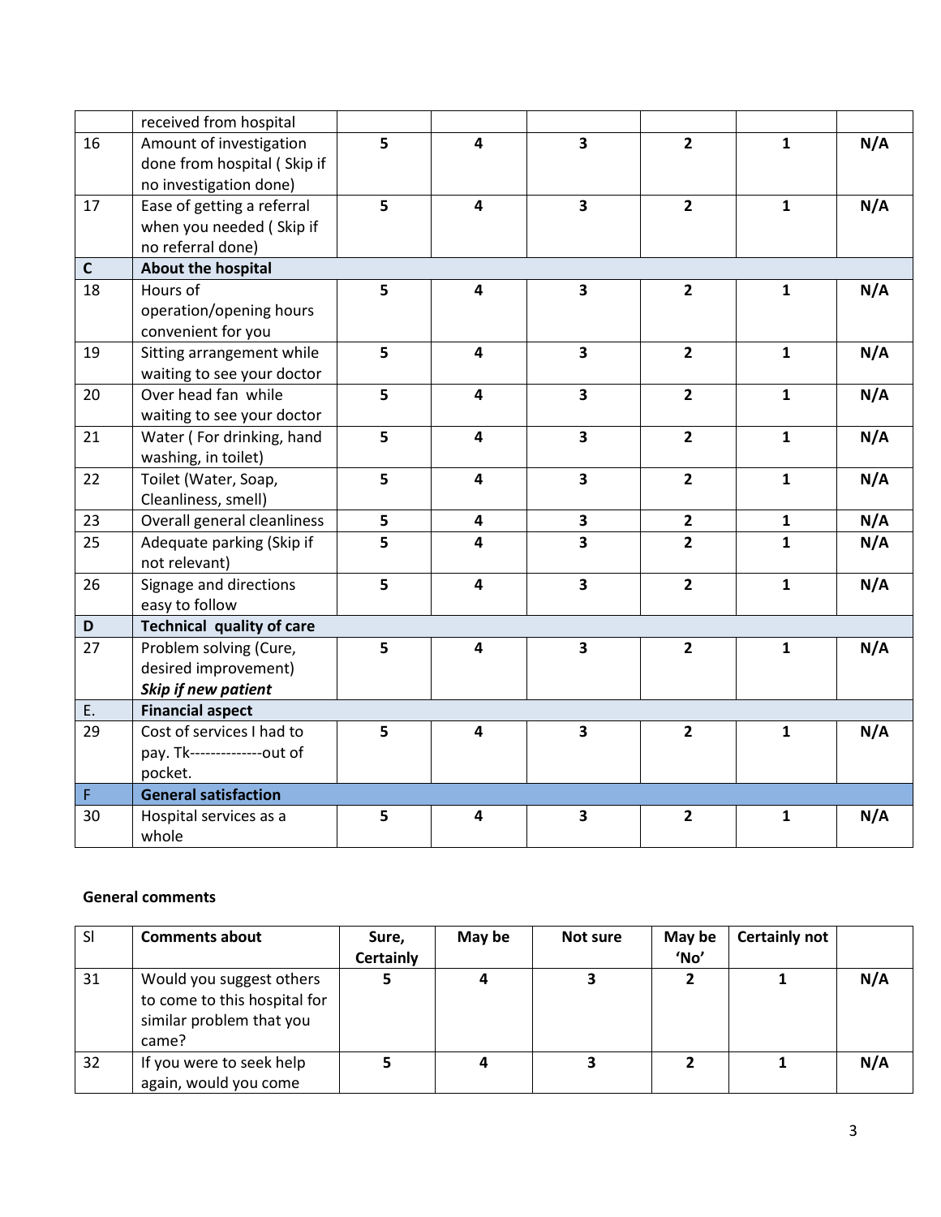| | received from hospital | | | | | | |
|---|---|---|---|---|---|---|---|
| 16 | Amount of investigation done from hospital ( Skip if no investigation done) | **5** | **4** | **3** | **2** | **1** | **N/A** |
| 17 | Ease of getting a referral when you needed ( Skip if no referral done) | **5** | **4** | **3** | **2** | **1** | **N/A** |
| **C** | **About the hospital** | | | | | | |
| 18 | Hours of operation/opening hours convenient for you | **5** | **4** | **3** | **2** | **1** | **N/A** |
| 19 | Sitting arrangement while waiting to see your doctor | **5** | **4** | **3** | **2** | **1** | **N/A** |
| 20 | Over head fan while waiting to see your doctor | **5** | **4** | **3** | **2** | **1** | **N/A** |
| 21 | Water ( For drinking, hand washing, in toilet) | **5** | **4** | **3** | **2** | **1** | **N/A** |
| 22 | Toilet (Water, Soap, Cleanliness, smell) | **5** | **4** | **3** | **2** | **1** | **N/A** |
| 23 | Overall general cleanliness | **5** | **4** | **3** | **2** | **1** | **N/A** |
| 25 | Adequate parking (Skip if not relevant) | **5** | **4** | **3** | **2** | **1** | **N/A** |
| 26 | Signage and directions easy to follow | **5** | **4** | **3** | **2** | **1** | **N/A** |
| **D** | **Technical quality of care** | | | | | | |
| 27 | Problem solving (Cure, desired improvement) ***Skip if new patient*** | **5** | **4** | **3** | **2** | **1** | **N/A** |
| E. | **Financial aspect** | | | | | | |
| 29 | Cost of services I had to pay. Tk--------------out of pocket. | **5** | **4** | **3** | **2** | **1** | **N/A** |
| F | **General satisfaction** | | | | | | |
| 30 | Hospital services as a whole | **5** | **4** | **3** | **2** | **1** | **N/A** |

**General comments**

| Sl | **Comments about** | **Sure, Certainly** | **May be** | **Not sure** | **May be 'No'** | **Certainly not** | |
|---|---|---|---|---|---|---|---|
| 31 | Would you suggest others to come to this hospital for similar problem that you came? | **5** | **4** | **3** | **2** | **1** | **N/A** |
| 32 | If you were to seek help again, would you come | **5** | **4** | **3** | **2** | **1** | **N/A** |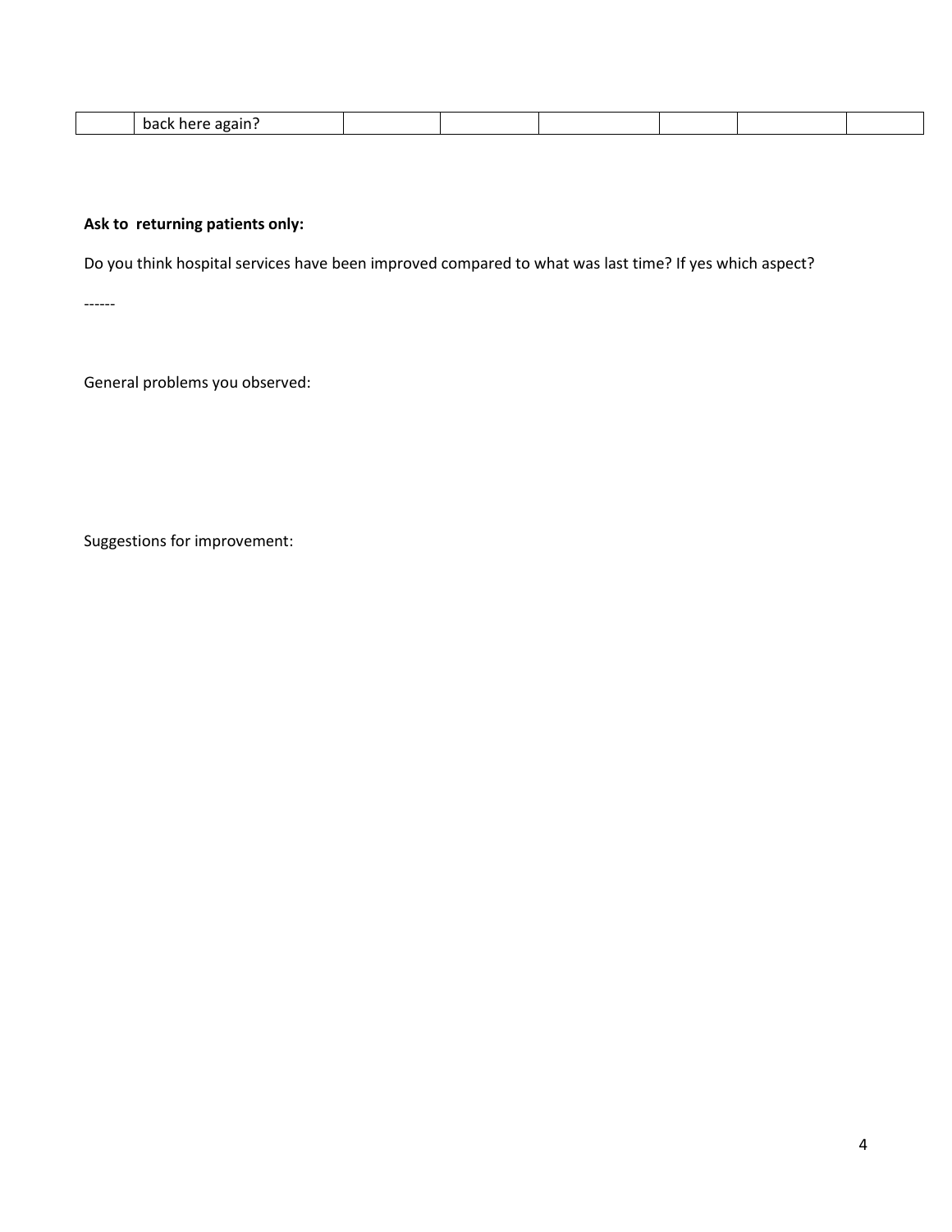| | | | | | | | |
|---|---|---|---|---|---|---|---|
| | back here again? | | | | | | |

**Ask to  returning patients only:**

Do you think hospital services have been improved compared to what was last time? If yes which aspect?

------

General problems you observed:

Suggestions for improvement: